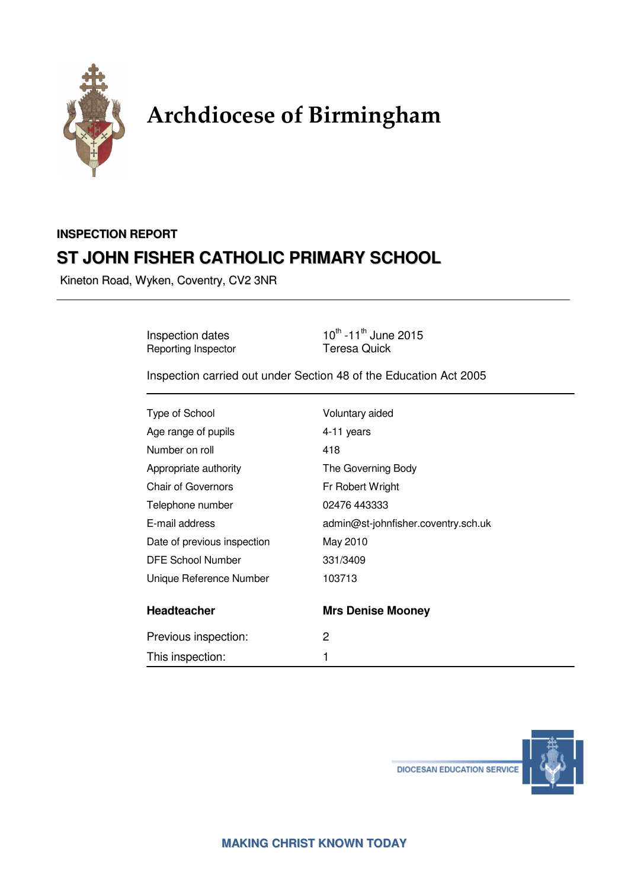# Archdiocese of Birmingham

**INSPECTION REPORT**

## ST JOHN FISHER CATHOLIC PRIMARY SCHOOL

Kineton Road, Wyken, Coventry, CV2 3NR

| | |
|---|---|
| Inspection dates | 10th -11th June 2015 |
| Reporting Inspector | Teresa Quick |

Inspection carried out under Section 48 of the Education Act 2005

| | |
|---|---|
| Type of School | Voluntary aided |
| Age range of pupils | 4-11 years |
| Number on roll | 418 |
| Appropriate authority | The Governing Body |
| Chair of Governors | Fr Robert Wright |
| Telephone number | 02476 443333 |
| E-mail address | admin@st-johnfisher.coventry.sch.uk |
| Date of previous inspection | May 2010 |
| DFE School Number | 331/3409 |
| Unique Reference Number | 103713 |

| **Headteacher** | **Mrs Denise Mooney** |
|---|---|
| Previous inspection: | 2 |
| This inspection: | 1 |

DIOCESAN EDUCATION SERVICE

MAKING CHRIST KNOWN TODAY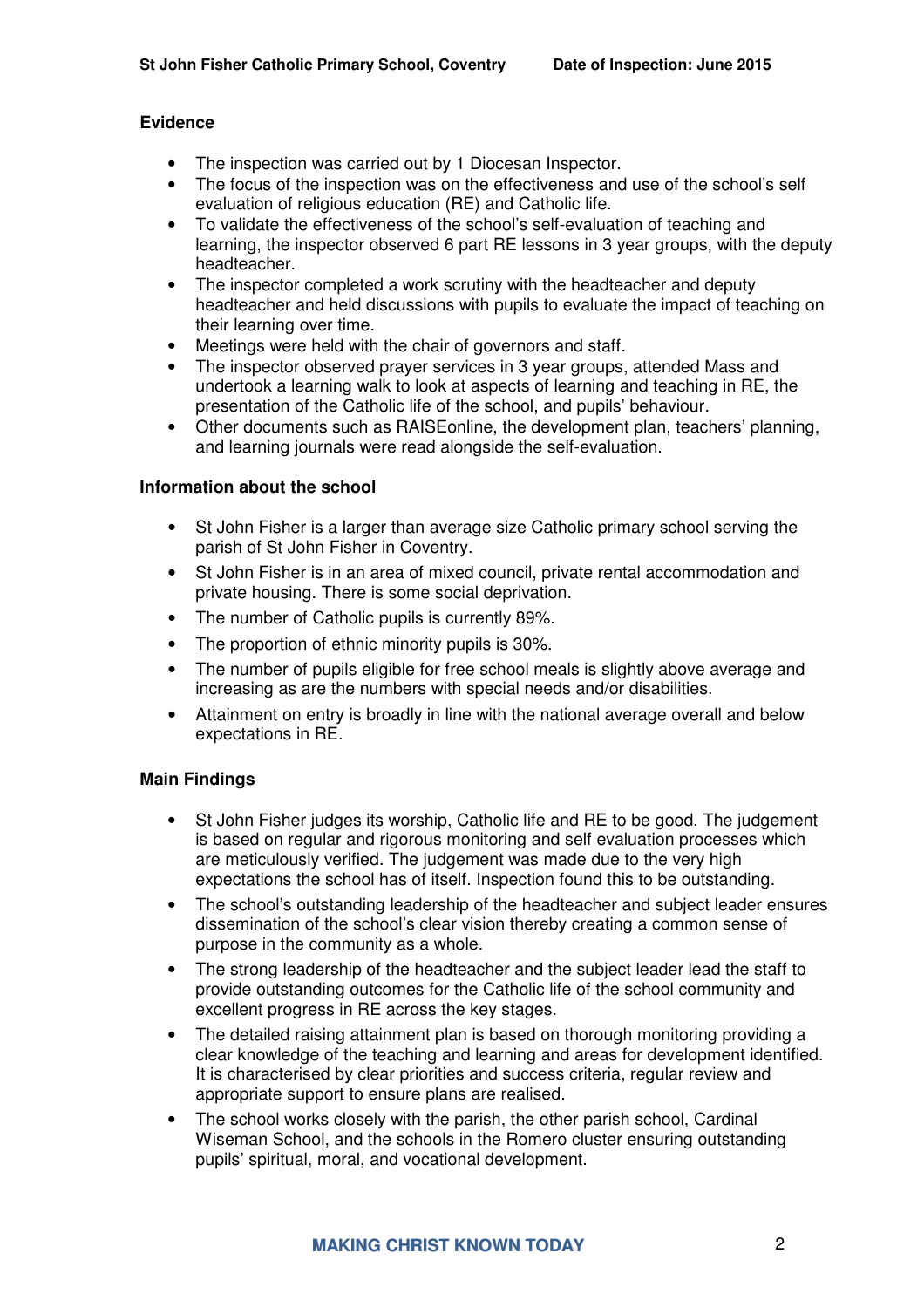## Evidence

- The inspection was carried out by 1 Diocesan Inspector.
- The focus of the inspection was on the effectiveness and use of the school's self evaluation of religious education (RE) and Catholic life.
- To validate the effectiveness of the school's self-evaluation of teaching and learning, the inspector observed 6 part RE lessons in 3 year groups, with the deputy headteacher.
- The inspector completed a work scrutiny with the headteacher and deputy headteacher and held discussions with pupils to evaluate the impact of teaching on their learning over time.
- Meetings were held with the chair of governors and staff.
- The inspector observed prayer services in 3 year groups, attended Mass and undertook a learning walk to look at aspects of learning and teaching in RE, the presentation of the Catholic life of the school, and pupils' behaviour.
- Other documents such as RAISEonline, the development plan, teachers' planning, and learning journals were read alongside the self-evaluation.

## Information about the school

- St John Fisher is a larger than average size Catholic primary school serving the parish of St John Fisher in Coventry.
- St John Fisher is in an area of mixed council, private rental accommodation and private housing. There is some social deprivation.
- The number of Catholic pupils is currently 89%.
- The proportion of ethnic minority pupils is 30%.
- The number of pupils eligible for free school meals is slightly above average and increasing as are the numbers with special needs and/or disabilities.
- Attainment on entry is broadly in line with the national average overall and below expectations in RE.

## Main Findings

- St John Fisher judges its worship, Catholic life and RE to be good. The judgement is based on regular and rigorous monitoring and self evaluation processes which are meticulously verified. The judgement was made due to the very high expectations the school has of itself. Inspection found this to be outstanding.
- The school's outstanding leadership of the headteacher and subject leader ensures dissemination of the school's clear vision thereby creating a common sense of purpose in the community as a whole.
- The strong leadership of the headteacher and the subject leader lead the staff to provide outstanding outcomes for the Catholic life of the school community and excellent progress in RE across the key stages.
- The detailed raising attainment plan is based on thorough monitoring providing a clear knowledge of the teaching and learning and areas for development identified. It is characterised by clear priorities and success criteria, regular review and appropriate support to ensure plans are realised.
- The school works closely with the parish, the other parish school, Cardinal Wiseman School, and the schools in the Romero cluster ensuring outstanding pupils' spiritual, moral, and vocational development.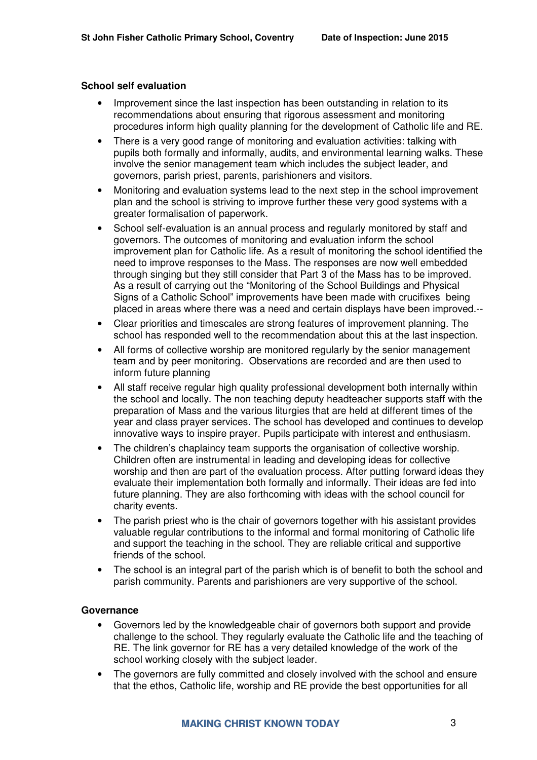**School self evaluation**

- Improvement since the last inspection has been outstanding in relation to its recommendations about ensuring that rigorous assessment and monitoring procedures inform high quality planning for the development of Catholic life and RE.
- There is a very good range of monitoring and evaluation activities: talking with pupils both formally and informally, audits, and environmental learning walks. These involve the senior management team which includes the subject leader, and governors, parish priest, parents, parishioners and visitors.
- Monitoring and evaluation systems lead to the next step in the school improvement plan and the school is striving to improve further these very good systems with a greater formalisation of paperwork.
- School self-evaluation is an annual process and regularly monitored by staff and governors. The outcomes of monitoring and evaluation inform the school improvement plan for Catholic life. As a result of monitoring the school identified the need to improve responses to the Mass. The responses are now well embedded through singing but they still consider that Part 3 of the Mass has to be improved. As a result of carrying out the "Monitoring of the School Buildings and Physical Signs of a Catholic School" improvements have been made with crucifixes being placed in areas where there was a need and certain displays have been improved.--
- Clear priorities and timescales are strong features of improvement planning. The school has responded well to the recommendation about this at the last inspection.
- All forms of collective worship are monitored regularly by the senior management team and by peer monitoring. Observations are recorded and are then used to inform future planning
- All staff receive regular high quality professional development both internally within the school and locally. The non teaching deputy headteacher supports staff with the preparation of Mass and the various liturgies that are held at different times of the year and class prayer services. The school has developed and continues to develop innovative ways to inspire prayer. Pupils participate with interest and enthusiasm.
- The children's chaplaincy team supports the organisation of collective worship. Children often are instrumental in leading and developing ideas for collective worship and then are part of the evaluation process. After putting forward ideas they evaluate their implementation both formally and informally. Their ideas are fed into future planning. They are also forthcoming with ideas with the school council for charity events.
- The parish priest who is the chair of governors together with his assistant provides valuable regular contributions to the informal and formal monitoring of Catholic life and support the teaching in the school. They are reliable critical and supportive friends of the school.
- The school is an integral part of the parish which is of benefit to both the school and parish community. Parents and parishioners are very supportive of the school.

**Governance**

- Governors led by the knowledgeable chair of governors both support and provide challenge to the school. They regularly evaluate the Catholic life and the teaching of RE. The link governor for RE has a very detailed knowledge of the work of the school working closely with the subject leader.
- The governors are fully committed and closely involved with the school and ensure that the ethos, Catholic life, worship and RE provide the best opportunities for all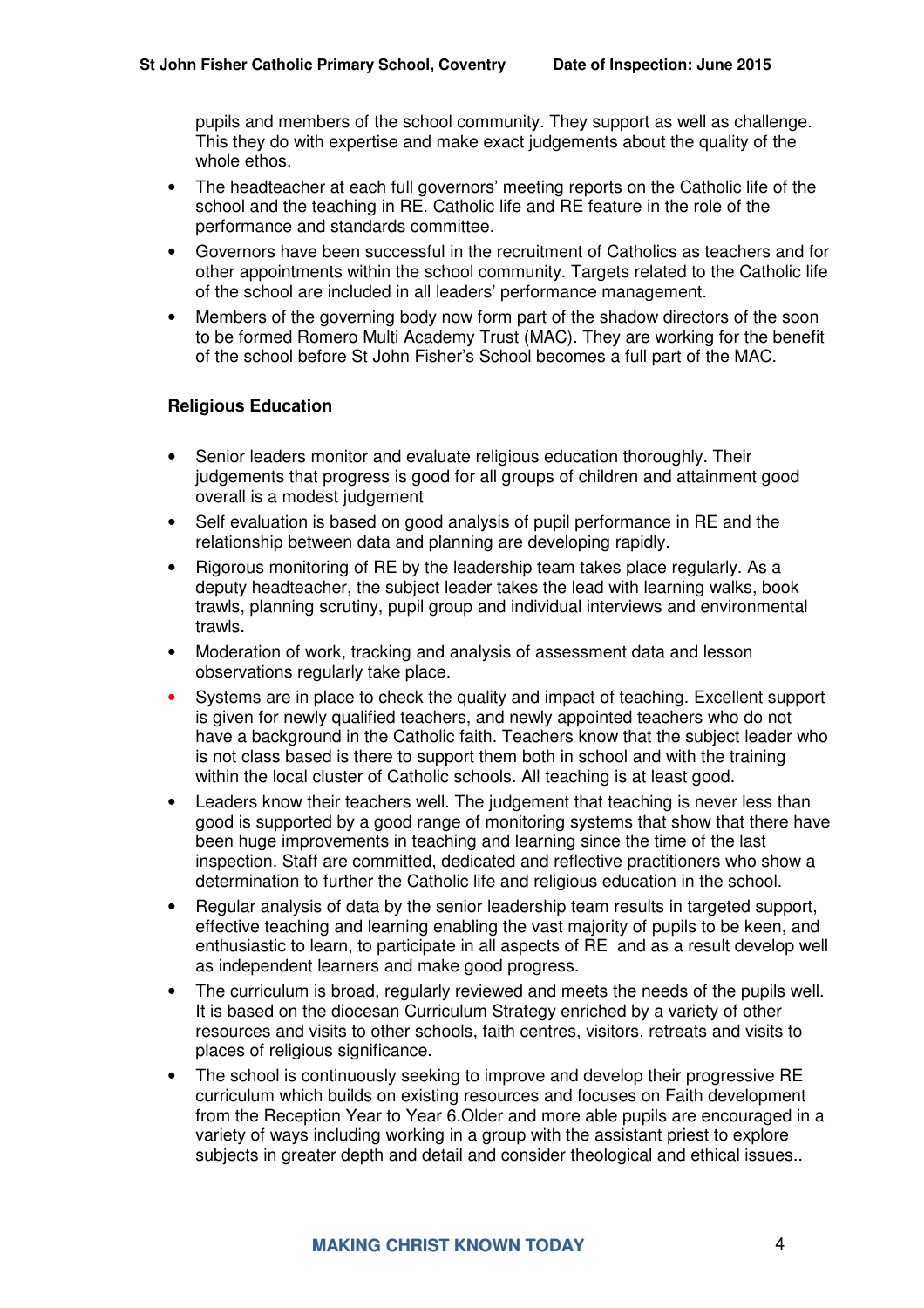pupils and members of the school community. They support as well as challenge. This they do with expertise and make exact judgements about the quality of the whole ethos.

- The headteacher at each full governors' meeting reports on the Catholic life of the school and the teaching in RE. Catholic life and RE feature in the role of the performance and standards committee.
- Governors have been successful in the recruitment of Catholics as teachers and for other appointments within the school community. Targets related to the Catholic life of the school are included in all leaders' performance management.
- Members of the governing body now form part of the shadow directors of the soon to be formed Romero Multi Academy Trust (MAC). They are working for the benefit of the school before St John Fisher's School becomes a full part of the MAC.

**Religious Education**

- Senior leaders monitor and evaluate religious education thoroughly. Their judgements that progress is good for all groups of children and attainment good overall is a modest judgement
- Self evaluation is based on good analysis of pupil performance in RE and the relationship between data and planning are developing rapidly.
- Rigorous monitoring of RE by the leadership team takes place regularly. As a deputy headteacher, the subject leader takes the lead with learning walks, book trawls, planning scrutiny, pupil group and individual interviews and environmental trawls.
- Moderation of work, tracking and analysis of assessment data and lesson observations regularly take place.
- Systems are in place to check the quality and impact of teaching. Excellent support is given for newly qualified teachers, and newly appointed teachers who do not have a background in the Catholic faith. Teachers know that the subject leader who is not class based is there to support them both in school and with the training within the local cluster of Catholic schools. All teaching is at least good.
- Leaders know their teachers well. The judgement that teaching is never less than good is supported by a good range of monitoring systems that show that there have been huge improvements in teaching and learning since the time of the last inspection. Staff are committed, dedicated and reflective practitioners who show a determination to further the Catholic life and religious education in the school.
- Regular analysis of data by the senior leadership team results in targeted support, effective teaching and learning enabling the vast majority of pupils to be keen, and enthusiastic to learn, to participate in all aspects of RE and as a result develop well as independent learners and make good progress.
- The curriculum is broad, regularly reviewed and meets the needs of the pupils well. It is based on the diocesan Curriculum Strategy enriched by a variety of other resources and visits to other schools, faith centres, visitors, retreats and visits to places of religious significance.
- The school is continuously seeking to improve and develop their progressive RE curriculum which builds on existing resources and focuses on Faith development from the Reception Year to Year 6.Older and more able pupils are encouraged in a variety of ways including working in a group with the assistant priest to explore subjects in greater depth and detail and consider theological and ethical issues..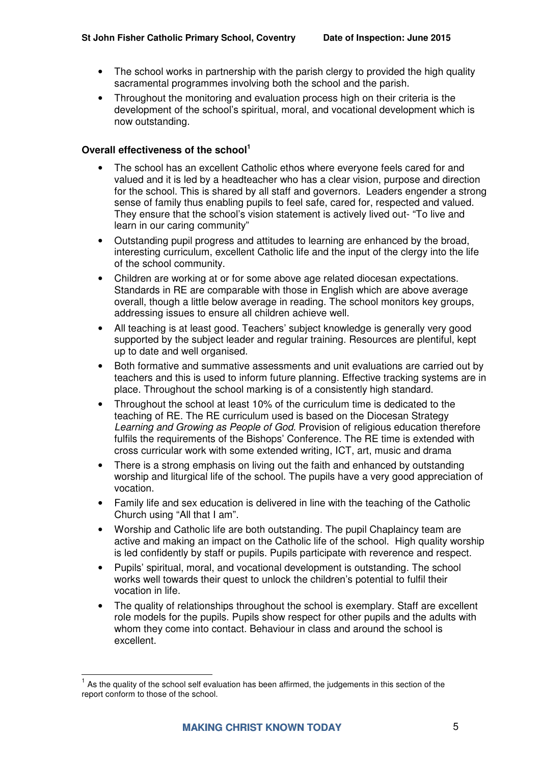- The school works in partnership with the parish clergy to provided the high quality sacramental programmes involving both the school and the parish.
- Throughout the monitoring and evaluation process high on their criteria is the development of the school's spiritual, moral, and vocational development which is now outstanding.

**Overall effectiveness of the school**[1]

- The school has an excellent Catholic ethos where everyone feels cared for and valued and it is led by a headteacher who has a clear vision, purpose and direction for the school. This is shared by all staff and governors. Leaders engender a strong sense of family thus enabling pupils to feel safe, cared for, respected and valued. They ensure that the school's vision statement is actively lived out- "To live and learn in our caring community"
- Outstanding pupil progress and attitudes to learning are enhanced by the broad, interesting curriculum, excellent Catholic life and the input of the clergy into the life of the school community.
- Children are working at or for some above age related diocesan expectations. Standards in RE are comparable with those in English which are above average overall, though a little below average in reading. The school monitors key groups, addressing issues to ensure all children achieve well.
- All teaching is at least good. Teachers' subject knowledge is generally very good supported by the subject leader and regular training. Resources are plentiful, kept up to date and well organised.
- Both formative and summative assessments and unit evaluations are carried out by teachers and this is used to inform future planning. Effective tracking systems are in place. Throughout the school marking is of a consistently high standard.
- Throughout the school at least 10% of the curriculum time is dedicated to the teaching of RE. The RE curriculum used is based on the Diocesan Strategy *Learning and Growing as People of God*. Provision of religious education therefore fulfils the requirements of the Bishops' Conference. The RE time is extended with cross curricular work with some extended writing, ICT, art, music and drama
- There is a strong emphasis on living out the faith and enhanced by outstanding worship and liturgical life of the school. The pupils have a very good appreciation of vocation.
- Family life and sex education is delivered in line with the teaching of the Catholic Church using "All that I am".
- Worship and Catholic life are both outstanding. The pupil Chaplaincy team are active and making an impact on the Catholic life of the school. High quality worship is led confidently by staff or pupils. Pupils participate with reverence and respect.
- Pupils' spiritual, moral, and vocational development is outstanding. The school works well towards their quest to unlock the children's potential to fulfil their vocation in life.
- The quality of relationships throughout the school is exemplary. Staff are excellent role models for the pupils. Pupils show respect for other pupils and the adults with whom they come into contact. Behaviour in class and around the school is excellent.

[1] As the quality of the school self evaluation has been affirmed, the judgements in this section of the report conform to those of the school.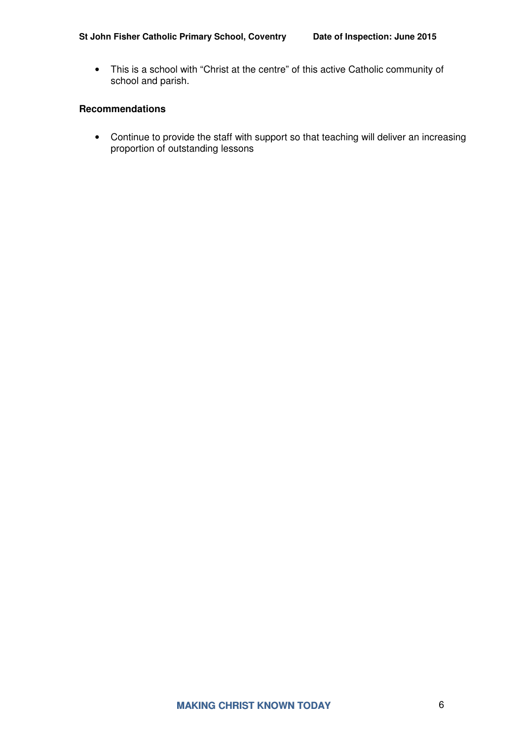- This is a school with “Christ at the centre” of this active Catholic community of school and parish.

**Recommendations**

- Continue to provide the staff with support so that teaching will deliver an increasing proportion of outstanding lessons